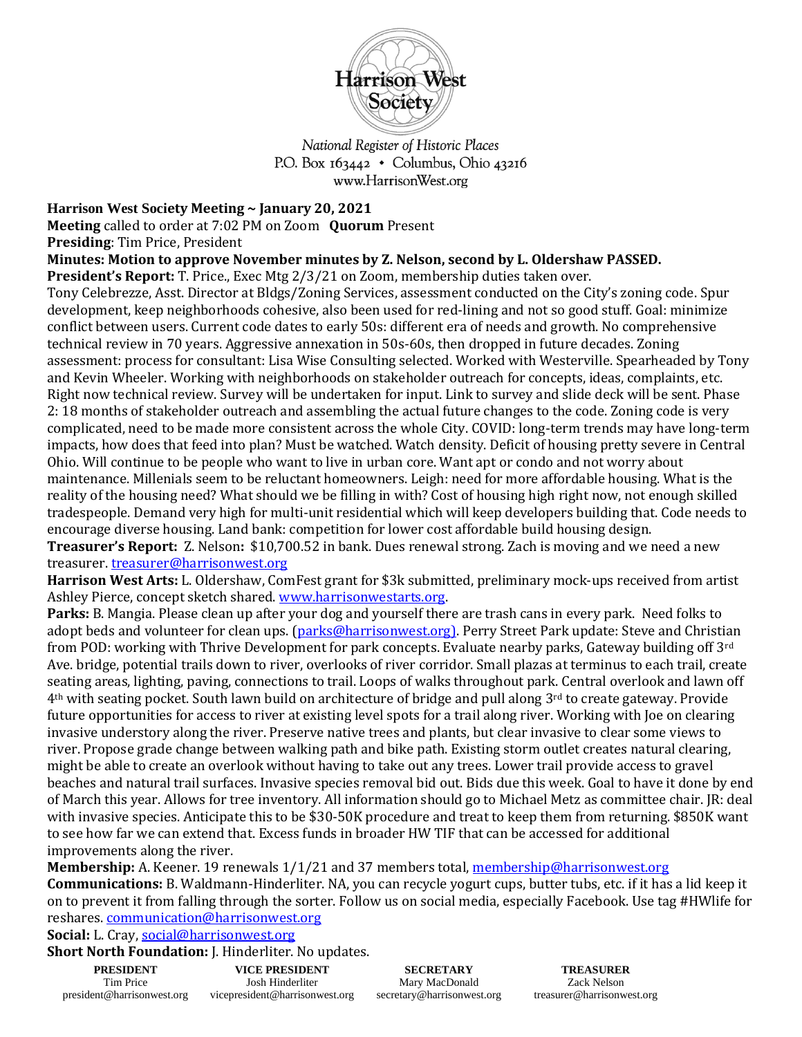Harrison West Society

*National Register of Historic Places*
P.O. Box 163442 • Columbus, Ohio 43216
www.HarrisonWest.org

**Harrison West Society Meeting ~ January 20, 2021**
**Meeting** called to order at 7:02 PM on Zoom **Quorum** Present
**Presiding**: Tim Price, President
**Minutes: Motion to approve November minutes by Z. Nelson, second by L. Oldershaw PASSED.**
**President's Report:** T. Price., Exec Mtg 2/3/21 on Zoom, membership duties taken over.
Tony Celebrezze, Asst. Director at Bldgs/Zoning Services, assessment conducted on the City's zoning code. Spur development, keep neighborhoods cohesive, also been used for red-lining and not so good stuff. Goal: minimize conflict between users. Current code dates to early 50s: different era of needs and growth. No comprehensive technical review in 70 years. Aggressive annexation in 50s-60s, then dropped in future decades. Zoning assessment: process for consultant: Lisa Wise Consulting selected. Worked with Westerville. Spearheaded by Tony and Kevin Wheeler. Working with neighborhoods on stakeholder outreach for concepts, ideas, complaints, etc. Right now technical review. Survey will be undertaken for input. Link to survey and slide deck will be sent. Phase 2: 18 months of stakeholder outreach and assembling the actual future changes to the code. Zoning code is very complicated, need to be made more consistent across the whole City. COVID: long-term trends may have long-term impacts, how does that feed into plan? Must be watched. Watch density. Deficit of housing pretty severe in Central Ohio. Will continue to be people who want to live in urban core. Want apt or condo and not worry about maintenance. Millenials seem to be reluctant homeowners. Leigh: need for more affordable housing. What is the reality of the housing need? What should we be filling in with? Cost of housing high right now, not enough skilled tradespeople. Demand very high for multi-unit residential which will keep developers building that. Code needs to encourage diverse housing. Land bank: competition for lower cost affordable build housing design.
**Treasurer's Report:** Z. Nelson**:** $10,700.52 in bank. Dues renewal strong. Zach is moving and we need a new treasurer. treasurer@harrisonwest.org
**Harrison West Arts:** L. Oldershaw, ComFest grant for $3k submitted, preliminary mock-ups received from artist Ashley Pierce, concept sketch shared. www.harrisonwestarts.org.
**Parks:** B. Mangia. Please clean up after your dog and yourself there are trash cans in every park. Need folks to adopt beds and volunteer for clean ups. (parks@harrisonwest.org). Perry Street Park update: Steve and Christian from POD: working with Thrive Development for park concepts. Evaluate nearby parks, Gateway building off 3rd Ave. bridge, potential trails down to river, overlooks of river corridor. Small plazas at terminus to each trail, create seating areas, lighting, paving, connections to trail. Loops of walks throughout park. Central overlook and lawn off 4th with seating pocket. South lawn build on architecture of bridge and pull along 3rd to create gateway. Provide future opportunities for access to river at existing level spots for a trail along river. Working with Joe on clearing invasive understory along the river. Preserve native trees and plants, but clear invasive to clear some views to river. Propose grade change between walking path and bike path. Existing storm outlet creates natural clearing, might be able to create an overlook without having to take out any trees. Lower trail provide access to gravel beaches and natural trail surfaces. Invasive species removal bid out. Bids due this week. Goal to have it done by end of March this year. Allows for tree inventory. All information should go to Michael Metz as committee chair. JR: deal with invasive species. Anticipate this to be $30-50K procedure and treat to keep them from returning. $850K want to see how far we can extend that. Excess funds in broader HW TIF that can be accessed for additional improvements along the river.
**Membership:** A. Keener. 19 renewals 1/1/21 and 37 members total, membership@harrisonwest.org
**Communications:** B. Waldmann-Hinderliter. NA, you can recycle yogurt cups, butter tubs, etc. if it has a lid keep it on to prevent it from falling through the sorter. Follow us on social media, especially Facebook. Use tag #HWlife for reshares. communication@harrisonwest.org
**Social:** L. Cray, social@harrisonwest.org
**Short North Foundation:** J. Hinderliter. No updates.

| PRESIDENT | VICE PRESIDENT | SECRETARY | TREASURER |
|---|---|---|---|
| Tim Price | Josh Hinderliter | Mary MacDonald | Zack Nelson |
| president@harrisonwest.org | vicepresident@harrisonwest.org | secretary@harrisonwest.org | treasurer@harrisonwest.org |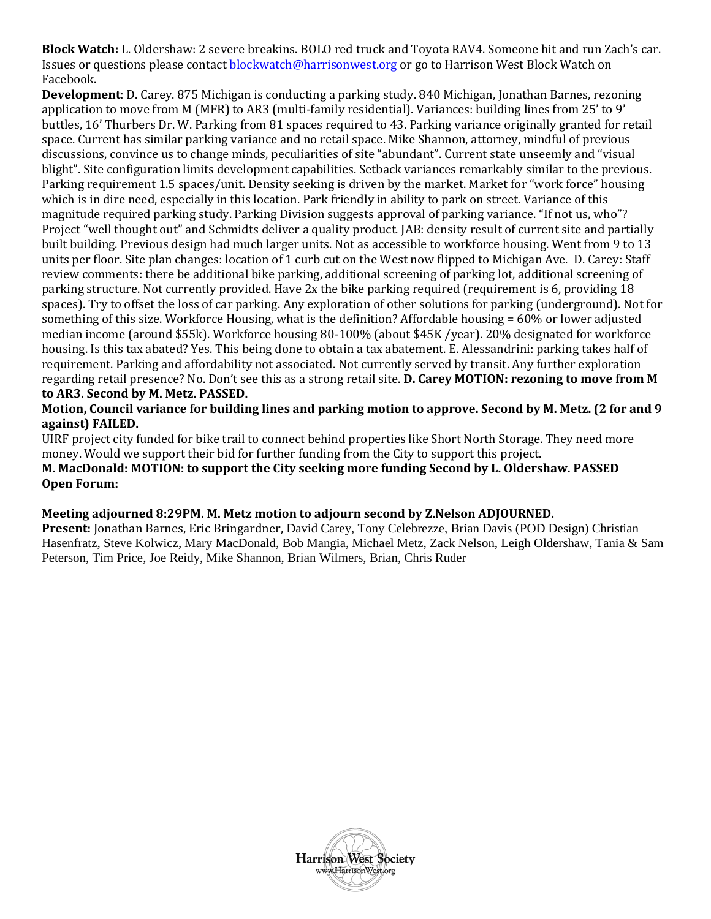**Block Watch:** L. Oldershaw: 2 severe breakins. BOLO red truck and Toyota RAV4. Someone hit and run Zach's car. Issues or questions please contact blockwatch@harrisonwest.org or go to Harrison West Block Watch on Facebook.

**Development**: D. Carey. 875 Michigan is conducting a parking study. 840 Michigan, Jonathan Barnes, rezoning application to move from M (MFR) to AR3 (multi-family residential). Variances: building lines from 25' to 9' buttles, 16' Thurbers Dr. W. Parking from 81 spaces required to 43. Parking variance originally granted for retail space. Current has similar parking variance and no retail space. Mike Shannon, attorney, mindful of previous discussions, convince us to change minds, peculiarities of site "abundant". Current state unseemly and "visual blight". Site configuration limits development capabilities. Setback variances remarkably similar to the previous. Parking requirement 1.5 spaces/unit. Density seeking is driven by the market. Market for "work force" housing which is in dire need, especially in this location. Park friendly in ability to park on street. Variance of this magnitude required parking study. Parking Division suggests approval of parking variance. "If not us, who"? Project "well thought out" and Schmidts deliver a quality product. JAB: density result of current site and partially built building. Previous design had much larger units. Not as accessible to workforce housing. Went from 9 to 13 units per floor. Site plan changes: location of 1 curb cut on the West now flipped to Michigan Ave. D. Carey: Staff review comments: there be additional bike parking, additional screening of parking lot, additional screening of parking structure. Not currently provided. Have 2x the bike parking required (requirement is 6, providing 18 spaces). Try to offset the loss of car parking. Any exploration of other solutions for parking (underground). Not for something of this size. Workforce Housing, what is the definition? Affordable housing = 60% or lower adjusted median income (around $55k). Workforce housing 80-100% (about $45K /year). 20% designated for workforce housing. Is this tax abated? Yes. This being done to obtain a tax abatement. E. Alessandrini: parking takes half of requirement. Parking and affordability not associated. Not currently served by transit. Any further exploration regarding retail presence? No. Don't see this as a strong retail site. **D. Carey MOTION: rezoning to move from M to AR3. Second by M. Metz. PASSED.**

**Motion, Council variance for building lines and parking motion to approve. Second by M. Metz. (2 for and 9 against) FAILED.**

UIRF project city funded for bike trail to connect behind properties like Short North Storage. They need more money. Would we support their bid for further funding from the City to support this project.

**M. MacDonald: MOTION: to support the City seeking more funding Second by L. Oldershaw. PASSED**

**Open Forum:**

**Meeting adjourned 8:29PM. M. Metz motion to adjourn second by Z.Nelson ADJOURNED.**

**Present:** Jonathan Barnes, Eric Bringardner, David Carey, Tony Celebrezze, Brian Davis (POD Design) Christian Hasenfratz, Steve Kolwicz, Mary MacDonald, Bob Mangia, Michael Metz, Zack Nelson, Leigh Oldershaw, Tania & Sam Peterson, Tim Price, Joe Reidy, Mike Shannon, Brian Wilmers, Brian, Chris Ruder

Harrison West Society
www.HarrisonWest.org